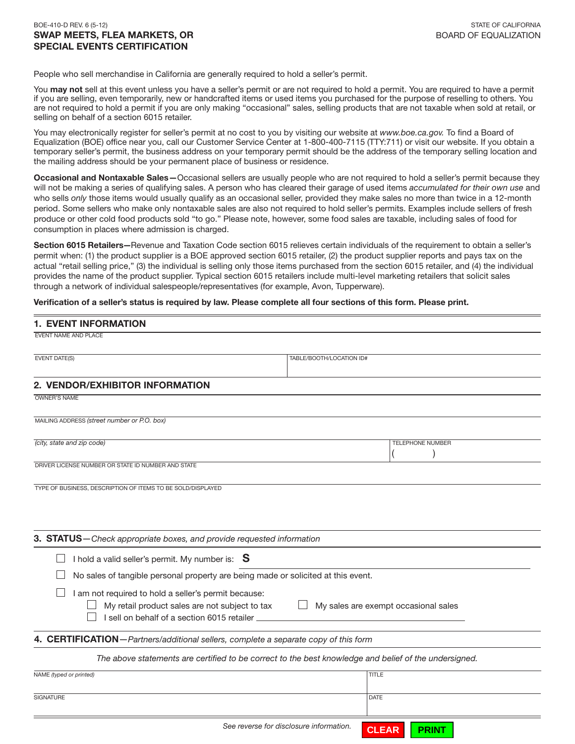BOE-410-D REV. 6 (5-12)

STATE OF CALIFORNIA
BOARD OF EQUALIZATION

# SWAP MEETS, FLEA MARKETS, OR SPECIAL EVENTS CERTIFICATION

People who sell merchandise in California are generally required to hold a seller's permit.

You **may not** sell at this event unless you have a seller's permit or are not required to hold a permit. You are required to have a permit if you are selling, even temporarily, new or handcrafted items or used items you purchased for the purpose of reselling to others. You are not required to hold a permit if you are only making "occasional" sales, selling products that are not taxable when sold at retail, or selling on behalf of a section 6015 retailer.

You may electronically register for seller's permit at no cost to you by visiting our website at *www.boe.ca.gov.* To find a Board of Equalization (BOE) office near you, call our Customer Service Center at 1-800-400-7115 (TTY:711) or visit our website. If you obtain a temporary seller's permit, the business address on your temporary permit should be the address of the temporary selling location and the mailing address should be your permanent place of business or residence.

**Occasional and Nontaxable Sales—**Occasional sellers are usually people who are not required to hold a seller's permit because they will not be making a series of qualifying sales. A person who has cleared their garage of used items *accumulated for their own use* and who sells *only* those items would usually qualify as an occasional seller, provided they make sales no more than twice in a 12-month period. Some sellers who make only nontaxable sales are also not required to hold seller's permits. Examples include sellers of fresh produce or other cold food products sold "to go." Please note, however, some food sales are taxable, including sales of food for consumption in places where admission is charged.

**Section 6015 Retailers—**Revenue and Taxation Code section 6015 relieves certain individuals of the requirement to obtain a seller's permit when: (1) the product supplier is a BOE approved section 6015 retailer, (2) the product supplier reports and pays tax on the actual "retail selling price," (3) the individual is selling only those items purchased from the section 6015 retailer, and (4) the individual provides the name of the product supplier. Typical section 6015 retailers include multi-level marketing retailers that solicit sales through a network of individual salespeople/representatives (for example, Avon, Tupperware).

**Verification of a seller's status is required by law. Please complete all four sections of this form. Please print.**

## 1. EVENT INFORMATION

EVENT NAME AND PLACE

| EVENT DATE(S) | TABLE/BOOTH/LOCATION ID# |
|---|---|
| | |

## 2. VENDOR/EXHIBITOR INFORMATION

OWNER'S NAME

MAILING ADDRESS *(street number or P.O. box)*

| *(city, state and zip code)* | TELEPHONE NUMBER |
|---|---|
| | ( ) |

DRIVER LICENSE NUMBER OR STATE ID NUMBER AND STATE

TYPE OF BUSINESS, DESCRIPTION OF ITEMS TO BE SOLD/DISPLAYED

## 3. STATUS—*Check appropriate boxes, and provide requested information*

- ☐ I hold a valid seller's permit. My number is: **S** ____________________
- ☐ No sales of tangible personal property are being made or solicited at this event.
- ☐ I am not required to hold a seller's permit because:
  - ☐ My retail product sales are not subject to tax
  - ☐ My sales are exempt occasional sales
  - ☐ I sell on behalf of a section 6015 retailer ____________________

## 4. CERTIFICATION—*Partners/additional sellers, complete a separate copy of this form*

*The above statements are certified to be correct to the best knowledge and belief of the undersigned.*

| NAME *(typed or printed)* | TITLE |
|---|---|
| | |
| SIGNATURE | DATE |
| | |

*See reverse for disclosure information.*

CLEAR PRINT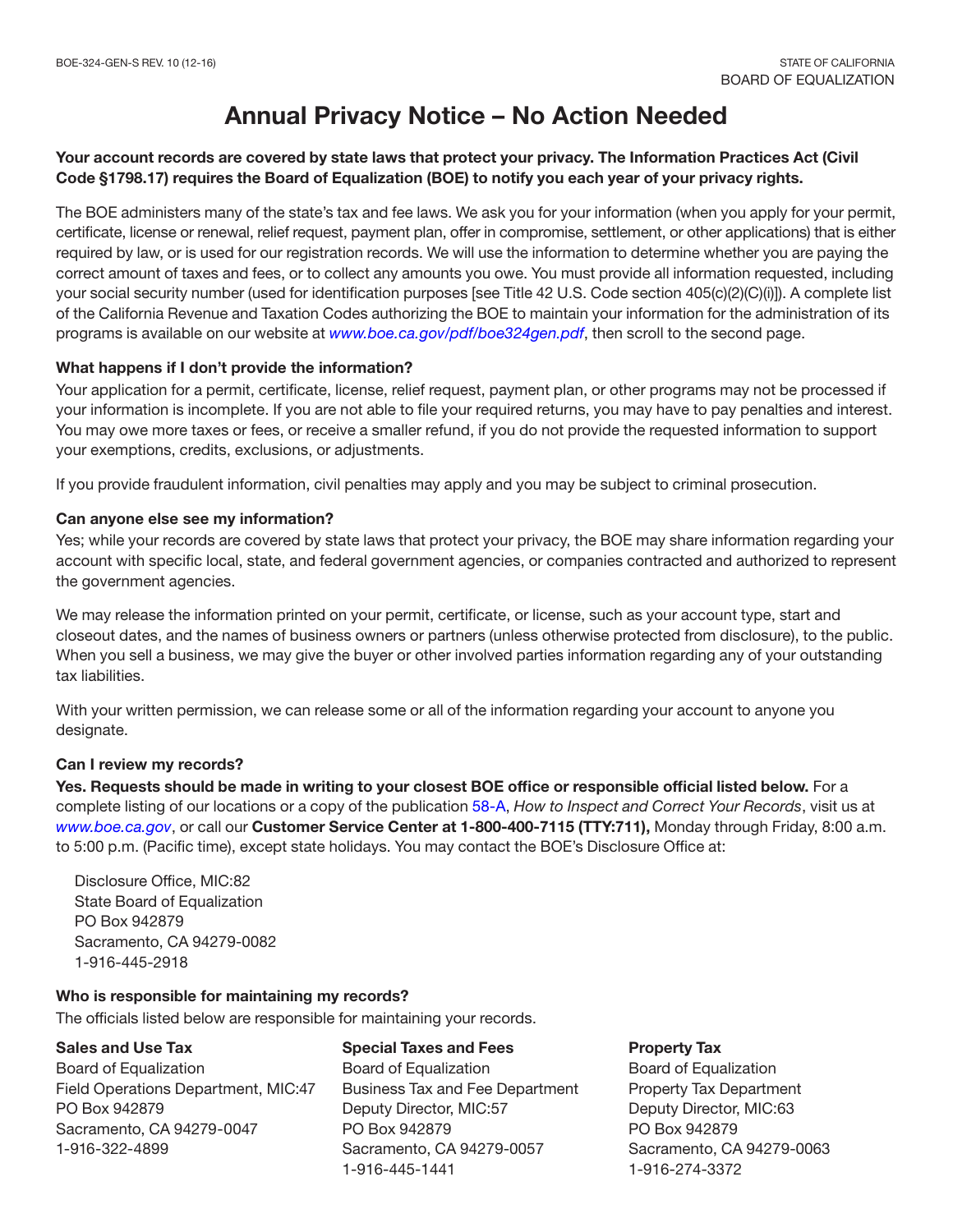BOE-324-GEN-S REV. 10 (12-16)

STATE OF CALIFORNIA
BOARD OF EQUALIZATION

# Annual Privacy Notice – No Action Needed

**Your account records are covered by state laws that protect your privacy. The Information Practices Act (Civil Code §1798.17) requires the Board of Equalization (BOE) to notify you each year of your privacy rights.**

The BOE administers many of the state's tax and fee laws. We ask you for your information (when you apply for your permit, certificate, license or renewal, relief request, payment plan, offer in compromise, settlement, or other applications) that is either required by law, or is used for our registration records. We will use the information to determine whether you are paying the correct amount of taxes and fees, or to collect any amounts you owe. You must provide all information requested, including your social security number (used for identification purposes [see Title 42 U.S. Code section 405(c)(2)(C)(i)]). A complete list of the California Revenue and Taxation Codes authorizing the BOE to maintain your information for the administration of its programs is available on our website at *www.boe.ca.gov/pdf/boe324gen.pdf*, then scroll to the second page.

### What happens if I don't provide the information?

Your application for a permit, certificate, license, relief request, payment plan, or other programs may not be processed if your information is incomplete. If you are not able to file your required returns, you may have to pay penalties and interest. You may owe more taxes or fees, or receive a smaller refund, if you do not provide the requested information to support your exemptions, credits, exclusions, or adjustments.

If you provide fraudulent information, civil penalties may apply and you may be subject to criminal prosecution.

### Can anyone else see my information?

Yes; while your records are covered by state laws that protect your privacy, the BOE may share information regarding your account with specific local, state, and federal government agencies, or companies contracted and authorized to represent the government agencies.

We may release the information printed on your permit, certificate, or license, such as your account type, start and closeout dates, and the names of business owners or partners (unless otherwise protected from disclosure), to the public. When you sell a business, we may give the buyer or other involved parties information regarding any of your outstanding tax liabilities.

With your written permission, we can release some or all of the information regarding your account to anyone you designate.

### Can I review my records?

**Yes. Requests should be made in writing to your closest BOE office or responsible official listed below.** For a complete listing of our locations or a copy of the publication 58-A, *How to Inspect and Correct Your Records*, visit us at *www.boe.ca.gov*, or call our **Customer Service Center at 1-800-400-7115 (TTY:711),** Monday through Friday, 8:00 a.m. to 5:00 p.m. (Pacific time), except state holidays. You may contact the BOE's Disclosure Office at:

Disclosure Office, MIC:82
State Board of Equalization
PO Box 942879
Sacramento, CA 94279-0082
1-916-445-2918

### Who is responsible for maintaining my records?

The officials listed below are responsible for maintaining your records.

**Sales and Use Tax**
Board of Equalization
Field Operations Department, MIC:47
PO Box 942879
Sacramento, CA 94279-0047
1-916-322-4899

**Special Taxes and Fees**
Board of Equalization
Business Tax and Fee Department
Deputy Director, MIC:57
PO Box 942879
Sacramento, CA 94279-0057
1-916-445-1441

**Property Tax**
Board of Equalization
Property Tax Department
Deputy Director, MIC:63
PO Box 942879
Sacramento, CA 94279-0063
1-916-274-3372